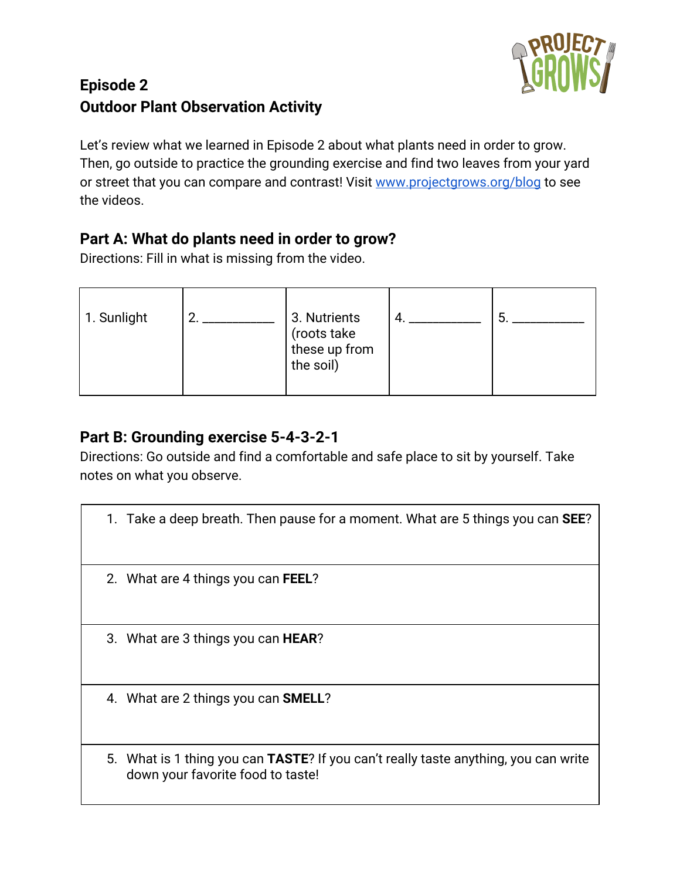## Episode 2
## Outdoor Plant Observation Activity

Let's review what we learned in Episode 2 about what plants need in order to grow. Then, go outside to practice the grounding exercise and find two leaves from your yard or street that you can compare and contrast! Visit [www.projectgrows.org/blog](http://www.projectgrows.org/blog) to see the videos.

### Part A: What do plants need in order to grow?

Directions: Fill in what is missing from the video.

| 1. Sunlight | 2. ___________ | 3. Nutrients (roots take these up from the soil) | 4. ___________ | 5. ___________ |
|---|---|---|---|---|

### Part B: Grounding exercise 5-4-3-2-1

Directions: Go outside and find a comfortable and safe place to sit by yourself. Take notes on what you observe.

| |
|---|
| 1. Take a deep breath. Then pause for a moment. What are 5 things you can **SEE**? |
| 2. What are 4 things you can **FEEL**? |
| 3. What are 3 things you can **HEAR**? |
| 4. What are 2 things you can **SMELL**? |
| 5. What is 1 thing you can **TASTE**? If you can't really taste anything, you can write down your favorite food to taste! |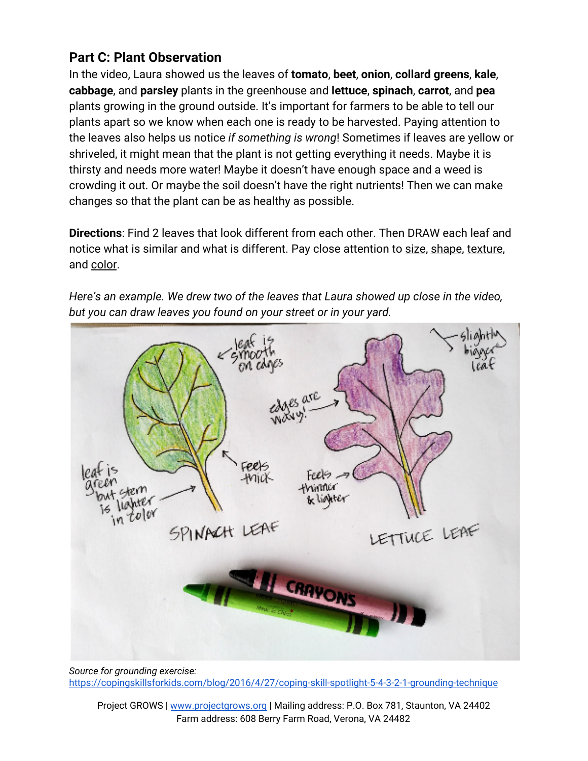## Part C: Plant Observation

In the video, Laura showed us the leaves of **tomato**, **beet**, **onion**, **collard greens**, **kale**, **cabbage**, and **parsley** plants in the greenhouse and **lettuce**, **spinach**, **carrot**, and **pea** plants growing in the ground outside. It's important for farmers to be able to tell our plants apart so we know when each one is ready to be harvested. Paying attention to the leaves also helps us notice *if something is wrong*! Sometimes if leaves are yellow or shriveled, it might mean that the plant is not getting everything it needs. Maybe it is thirsty and needs more water! Maybe it doesn't have enough space and a weed is crowding it out. Or maybe the soil doesn't have the right nutrients! Then we can make changes so that the plant can be as healthy as possible.

**Directions**: Find 2 leaves that look different from each other. Then DRAW each leaf and notice what is similar and what is different. Pay close attention to size, shape, texture, and color.

*Here's an example. We drew two of the leaves that Laura showed up close in the video, but you can draw leaves you found on your street or in your yard.*

*Source for grounding exercise:* https://copingskillsforkids.com/blog/2016/4/27/coping-skill-spotlight-5-4-3-2-1-grounding-technique

Project GROWS | www.projectgrows.org | Mailing address: P.O. Box 781, Staunton, VA 24402
Farm address: 608 Berry Farm Road, Verona, VA 24482